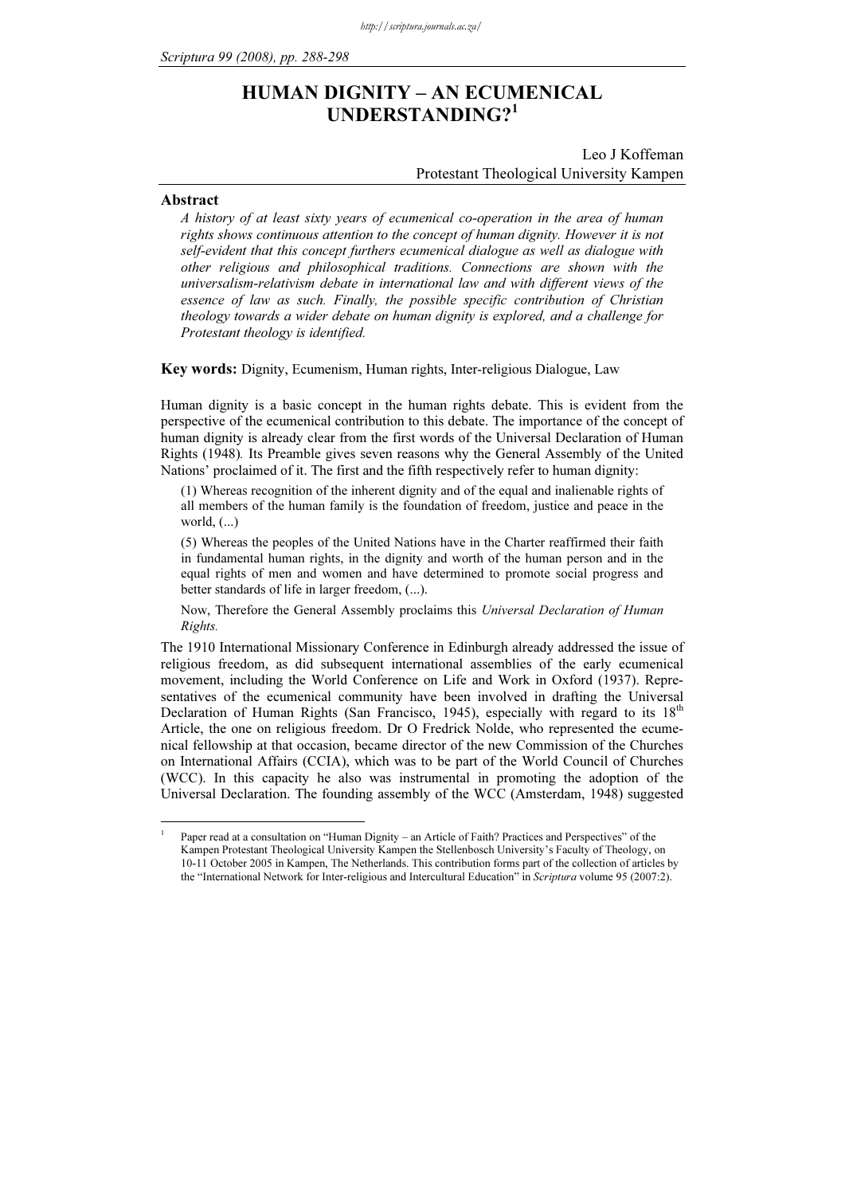# HUMAN DIGNITY – AN ECUMENICAL UNDERSTANDING?[1]

Leo J Koffeman
Protestant Theological University Kampen

## Abstract

*A history of at least sixty years of ecumenical co-operation in the area of human rights shows continuous attention to the concept of human dignity. However it is not self-evident that this concept furthers ecumenical dialogue as well as dialogue with other religious and philosophical traditions. Connections are shown with the universalism-relativism debate in international law and with different views of the essence of law as such. Finally, the possible specific contribution of Christian theology towards a wider debate on human dignity is explored, and a challenge for Protestant theology is identified.*

**Key words:** Dignity, Ecumenism, Human rights, Inter-religious Dialogue, Law

Human dignity is a basic concept in the human rights debate. This is evident from the perspective of the ecumenical contribution to this debate. The importance of the concept of human dignity is already clear from the first words of the Universal Declaration of Human Rights (1948). Its Preamble gives seven reasons why the General Assembly of the United Nations' proclaimed of it. The first and the fifth respectively refer to human dignity:

> (1) Whereas recognition of the inherent dignity and of the equal and inalienable rights of all members of the human family is the foundation of freedom, justice and peace in the world, (...)
>
> (5) Whereas the peoples of the United Nations have in the Charter reaffirmed their faith in fundamental human rights, in the dignity and worth of the human person and in the equal rights of men and women and have determined to promote social progress and better standards of life in larger freedom, (...).
>
> Now, Therefore the General Assembly proclaims this *Universal Declaration of Human Rights.*

The 1910 International Missionary Conference in Edinburgh already addressed the issue of religious freedom, as did subsequent international assemblies of the early ecumenical movement, including the World Conference on Life and Work in Oxford (1937). Representatives of the ecumenical community have been involved in drafting the Universal Declaration of Human Rights (San Francisco, 1945), especially with regard to its 18th Article, the one on religious freedom. Dr O Fredrick Nolde, who represented the ecumenical fellowship at that occasion, became director of the new Commission of the Churches on International Affairs (CCIA), which was to be part of the World Council of Churches (WCC). In this capacity he also was instrumental in promoting the adoption of the Universal Declaration. The founding assembly of the WCC (Amsterdam, 1948) suggested

---

[1] Paper read at a consultation on "Human Dignity – an Article of Faith? Practices and Perspectives" of the Kampen Protestant Theological University Kampen the Stellenbosch University's Faculty of Theology, on 10-11 October 2005 in Kampen, The Netherlands. This contribution forms part of the collection of articles by the "International Network for Inter-religious and Intercultural Education" in *Scriptura* volume 95 (2007:2).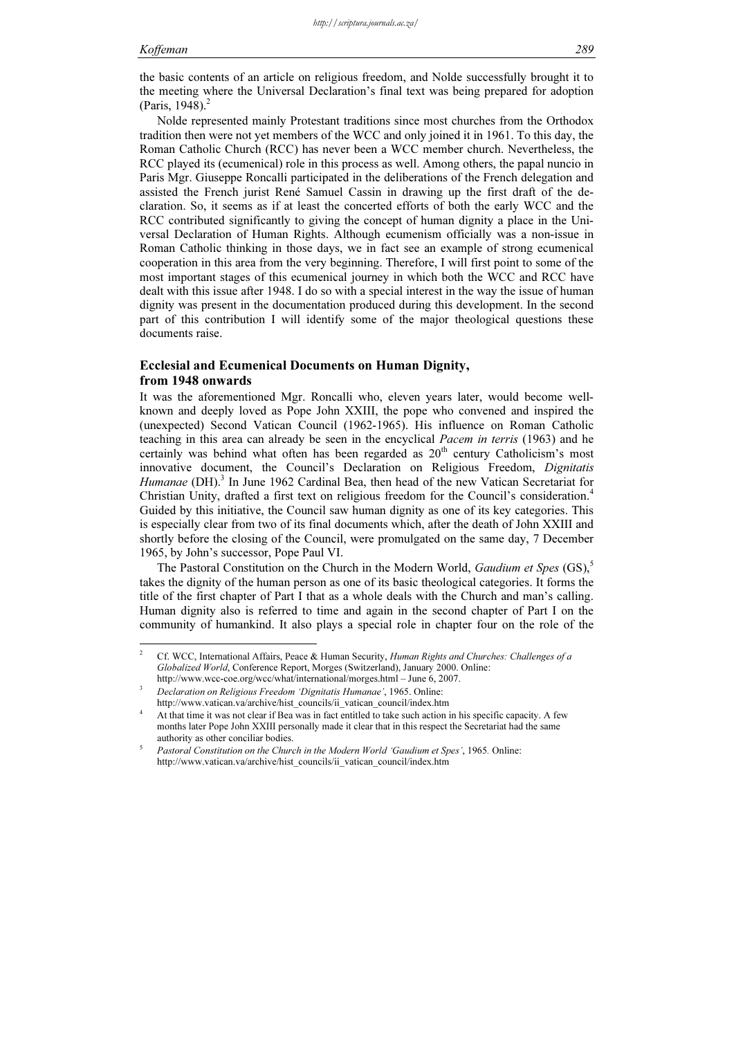the basic contents of an article on religious freedom, and Nolde successfully brought it to the meeting where the Universal Declaration's final text was being prepared for adoption (Paris, 1948).[2]

Nolde represented mainly Protestant traditions since most churches from the Orthodox tradition then were not yet members of the WCC and only joined it in 1961. To this day, the Roman Catholic Church (RCC) has never been a WCC member church. Nevertheless, the RCC played its (ecumenical) role in this process as well. Among others, the papal nuncio in Paris Mgr. Giuseppe Roncalli participated in the deliberations of the French delegation and assisted the French jurist René Samuel Cassin in drawing up the first draft of the declaration. So, it seems as if at least the concerted efforts of both the early WCC and the RCC contributed significantly to giving the concept of human dignity a place in the Universal Declaration of Human Rights. Although ecumenism officially was a non-issue in Roman Catholic thinking in those days, we in fact see an example of strong ecumenical cooperation in this area from the very beginning. Therefore, I will first point to some of the most important stages of this ecumenical journey in which both the WCC and RCC have dealt with this issue after 1948. I do so with a special interest in the way the issue of human dignity was present in the documentation produced during this development. In the second part of this contribution I will identify some of the major theological questions these documents raise.

## Ecclesial and Ecumenical Documents on Human Dignity, from 1948 onwards

It was the aforementioned Mgr. Roncalli who, eleven years later, would become well-known and deeply loved as Pope John XXIII, the pope who convened and inspired the (unexpected) Second Vatican Council (1962-1965). His influence on Roman Catholic teaching in this area can already be seen in the encyclical *Pacem in terris* (1963) and he certainly was behind what often has been regarded as 20th century Catholicism's most innovative document, the Council's Declaration on Religious Freedom, *Dignitatis Humanae* (DH).[3] In June 1962 Cardinal Bea, then head of the new Vatican Secretariat for Christian Unity, drafted a first text on religious freedom for the Council's consideration.[4] Guided by this initiative, the Council saw human dignity as one of its key categories. This is especially clear from two of its final documents which, after the death of John XXIII and shortly before the closing of the Council, were promulgated on the same day, 7 December 1965, by John's successor, Pope Paul VI.

The Pastoral Constitution on the Church in the Modern World, *Gaudium et Spes* (GS),[5] takes the dignity of the human person as one of its basic theological categories. It forms the title of the first chapter of Part I that as a whole deals with the Church and man's calling. Human dignity also is referred to time and again in the second chapter of Part I on the community of humankind. It also plays a special role in chapter four on the role of the

---

[2] Cf. WCC, International Affairs, Peace & Human Security, *Human Rights and Churches: Challenges of a Globalized World*, Conference Report, Morges (Switzerland), January 2000. Online: http://www.wcc-coe.org/wcc/what/international/morges.html – June 6, 2007.

[3] *Declaration on Religious Freedom 'Dignitatis Humanae'*, 1965. Online: http://www.vatican.va/archive/hist_councils/ii_vatican_council/index.htm

[4] At that time it was not clear if Bea was in fact entitled to take such action in his specific capacity. A few months later Pope John XXIII personally made it clear that in this respect the Secretariat had the same authority as other conciliar bodies.

[5] *Pastoral Constitution on the Church in the Modern World 'Gaudium et Spes'*, 1965. Online: http://www.vatican.va/archive/hist_councils/ii_vatican_council/index.htm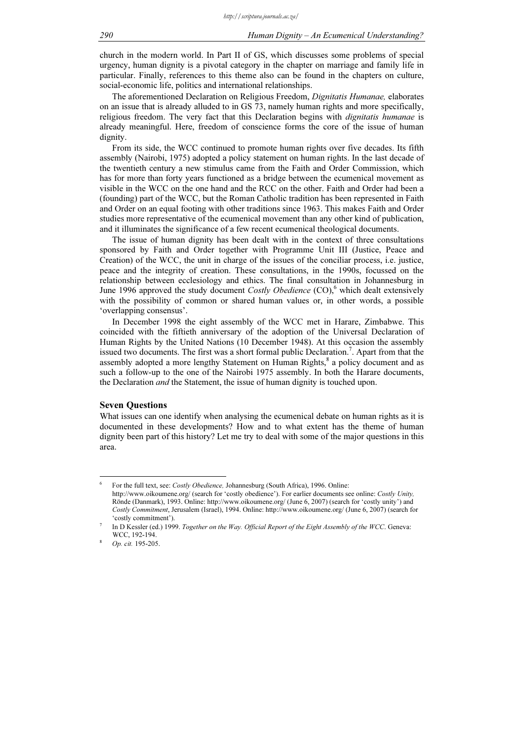church in the modern world. In Part II of GS, which discusses some problems of special urgency, human dignity is a pivotal category in the chapter on marriage and family life in particular. Finally, references to this theme also can be found in the chapters on culture, social-economic life, politics and international relationships.

The aforementioned Declaration on Religious Freedom, *Dignitatis Humanae,* elaborates on an issue that is already alluded to in GS 73, namely human rights and more specifically, religious freedom. The very fact that this Declaration begins with *dignitatis humanae* is already meaningful. Here, freedom of conscience forms the core of the issue of human dignity.

From its side, the WCC continued to promote human rights over five decades. Its fifth assembly (Nairobi, 1975) adopted a policy statement on human rights. In the last decade of the twentieth century a new stimulus came from the Faith and Order Commission, which has for more than forty years functioned as a bridge between the ecumenical movement as visible in the WCC on the one hand and the RCC on the other. Faith and Order had been a (founding) part of the WCC, but the Roman Catholic tradition has been represented in Faith and Order on an equal footing with other traditions since 1963. This makes Faith and Order studies more representative of the ecumenical movement than any other kind of publication, and it illuminates the significance of a few recent ecumenical theological documents.

The issue of human dignity has been dealt with in the context of three consultations sponsored by Faith and Order together with Programme Unit III (Justice, Peace and Creation) of the WCC, the unit in charge of the issues of the conciliar process, i.e. justice, peace and the integrity of creation. These consultations, in the 1990s, focussed on the relationship between ecclesiology and ethics. The final consultation in Johannesburg in June 1996 approved the study document *Costly Obedience* (CO),[6] which dealt extensively with the possibility of common or shared human values or, in other words, a possible 'overlapping consensus'.

In December 1998 the eight assembly of the WCC met in Harare, Zimbabwe. This coincided with the fiftieth anniversary of the adoption of the Universal Declaration of Human Rights by the United Nations (10 December 1948). At this occasion the assembly issued two documents. The first was a short formal public Declaration.[7]. Apart from that the assembly adopted a more lengthy Statement on Human Rights,[8] a policy document and as such a follow-up to the one of the Nairobi 1975 assembly. In both the Harare documents, the Declaration *and* the Statement, the issue of human dignity is touched upon.

## Seven Questions

What issues can one identify when analysing the ecumenical debate on human rights as it is documented in these developments? How and to what extent has the theme of human dignity been part of this history? Let me try to deal with some of the major questions in this area.

---

[6] For the full text, see: *Costly Obedience,* Johannesburg (South Africa), 1996. Online: http://www.oikoumene.org/ (search for 'costly obedience'). For earlier documents see online: *Costly Unity,* Rönde (Danmark), 1993. Online: http://www.oikoumene.org/ (June 6, 2007) (search for 'costly unity') and *Costly Commitment*, Jerusalem (Israel), 1994. Online: http://www.oikoumene.org/ (June 6, 2007) (search for 'costly commitment').

[7] In D Kessler (ed.) 1999. *Together on the Way. Official Report of the Eight Assembly of the WCC*. Geneva: WCC, 192-194.

[8] *Op. cit.* 195-205.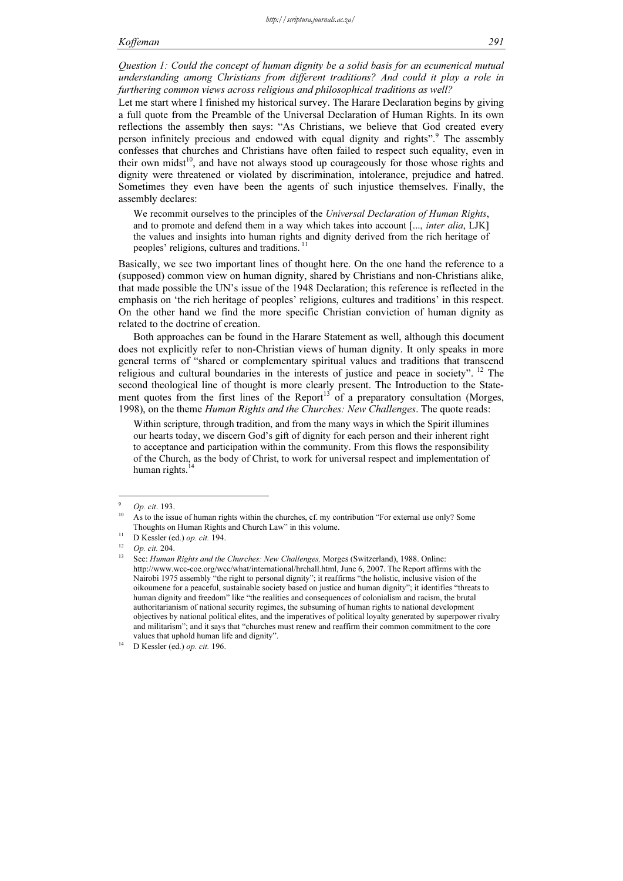*Question 1: Could the concept of human dignity be a solid basis for an ecumenical mutual understanding among Christians from different traditions? And could it play a role in furthering common views across religious and philosophical traditions as well?*

Let me start where I finished my historical survey. The Harare Declaration begins by giving a full quote from the Preamble of the Universal Declaration of Human Rights. In its own reflections the assembly then says: "As Christians, we believe that God created every person infinitely precious and endowed with equal dignity and rights".[9] The assembly confesses that churches and Christians have often failed to respect such equality, even in their own midst[10], and have not always stood up courageously for those whose rights and dignity were threatened or violated by discrimination, intolerance, prejudice and hatred. Sometimes they even have been the agents of such injustice themselves. Finally, the assembly declares:

> We recommit ourselves to the principles of the *Universal Declaration of Human Rights*, and to promote and defend them in a way which takes into account [..., *inter alia*, LJK] the values and insights into human rights and dignity derived from the rich heritage of peoples' religions, cultures and traditions. [11]

Basically, we see two important lines of thought here. On the one hand the reference to a (supposed) common view on human dignity, shared by Christians and non-Christians alike, that made possible the UN's issue of the 1948 Declaration; this reference is reflected in the emphasis on 'the rich heritage of peoples' religions, cultures and traditions' in this respect. On the other hand we find the more specific Christian conviction of human dignity as related to the doctrine of creation.

Both approaches can be found in the Harare Statement as well, although this document does not explicitly refer to non-Christian views of human dignity. It only speaks in more general terms of "shared or complementary spiritual values and traditions that transcend religious and cultural boundaries in the interests of justice and peace in society". [12] The second theological line of thought is more clearly present. The Introduction to the Statement quotes from the first lines of the Report[13] of a preparatory consultation (Morges, 1998), on the theme *Human Rights and the Churches: New Challenges*. The quote reads:

> Within scripture, through tradition, and from the many ways in which the Spirit illumines our hearts today, we discern God's gift of dignity for each person and their inherent right to acceptance and participation within the community. From this flows the responsibility of the Church, as the body of Christ, to work for universal respect and implementation of human rights.[14]

---

[9] *Op. cit*. 193.

[10] As to the issue of human rights within the churches, cf. my contribution "For external use only? Some Thoughts on Human Rights and Church Law" in this volume.

[11] D Kessler (ed.) *op. cit.* 194.

[12] *Op. cit.* 204.

[13] See: *Human Rights and the Churches: New Challenges,* Morges (Switzerland), 1988. Online: http://www.wcc-coe.org/wcc/what/international/hrchall.html, June 6, 2007. The Report affirms with the Nairobi 1975 assembly "the right to personal dignity"; it reaffirms "the holistic, inclusive vision of the oikoumene for a peaceful, sustainable society based on justice and human dignity"; it identifies "threats to human dignity and freedom" like "the realities and consequences of colonialism and racism, the brutal authoritarianism of national security regimes, the subsuming of human rights to national development objectives by national political elites, and the imperatives of political loyalty generated by superpower rivalry and militarism"; and it says that "churches must renew and reaffirm their common commitment to the core values that uphold human life and dignity".

[14] D Kessler (ed.) *op. cit.* 196.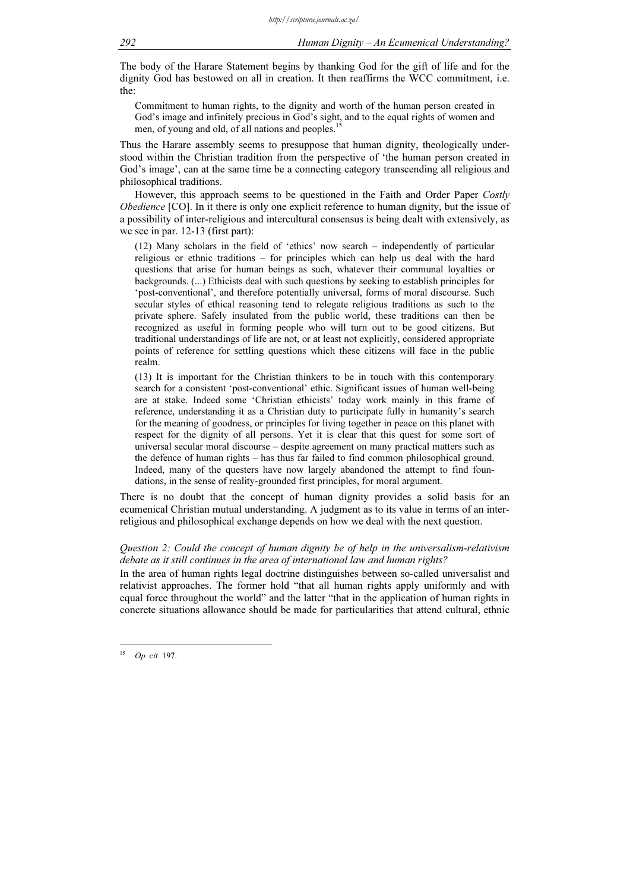The body of the Harare Statement begins by thanking God for the gift of life and for the dignity God has bestowed on all in creation. It then reaffirms the WCC commitment, i.e. the:

> Commitment to human rights, to the dignity and worth of the human person created in God's image and infinitely precious in God's sight, and to the equal rights of women and men, of young and old, of all nations and peoples.[15]

Thus the Harare assembly seems to presuppose that human dignity, theologically understood within the Christian tradition from the perspective of 'the human person created in God's image', can at the same time be a connecting category transcending all religious and philosophical traditions.

However, this approach seems to be questioned in the Faith and Order Paper *Costly Obedience* [CO]. In it there is only one explicit reference to human dignity, but the issue of a possibility of inter-religious and intercultural consensus is being dealt with extensively, as we see in par. 12-13 (first part):

> (12) Many scholars in the field of 'ethics' now search – independently of particular religious or ethnic traditions – for principles which can help us deal with the hard questions that arise for human beings as such, whatever their communal loyalties or backgrounds. (...) Ethicists deal with such questions by seeking to establish principles for 'post-conventional', and therefore potentially universal, forms of moral discourse. Such secular styles of ethical reasoning tend to relegate religious traditions as such to the private sphere. Safely insulated from the public world, these traditions can then be recognized as useful in forming people who will turn out to be good citizens. But traditional understandings of life are not, or at least not explicitly, considered appropriate points of reference for settling questions which these citizens will face in the public realm.
>
> (13) It is important for the Christian thinkers to be in touch with this contemporary search for a consistent 'post-conventional' ethic. Significant issues of human well-being are at stake. Indeed some 'Christian ethicists' today work mainly in this frame of reference, understanding it as a Christian duty to participate fully in humanity's search for the meaning of goodness, or principles for living together in peace on this planet with respect for the dignity of all persons. Yet it is clear that this quest for some sort of universal secular moral discourse – despite agreement on many practical matters such as the defence of human rights – has thus far failed to find common philosophical ground. Indeed, many of the questers have now largely abandoned the attempt to find foundations, in the sense of reality-grounded first principles, for moral argument.

There is no doubt that the concept of human dignity provides a solid basis for an ecumenical Christian mutual understanding. A judgment as to its value in terms of an inter-religious and philosophical exchange depends on how we deal with the next question.

*Question 2: Could the concept of human dignity be of help in the universalism-relativism debate as it still continues in the area of international law and human rights?*

In the area of human rights legal doctrine distinguishes between so-called universalist and relativist approaches. The former hold "that all human rights apply uniformly and with equal force throughout the world" and the latter "that in the application of human rights in concrete situations allowance should be made for particularities that attend cultural, ethnic

---

[15] *Op. cit.* 197.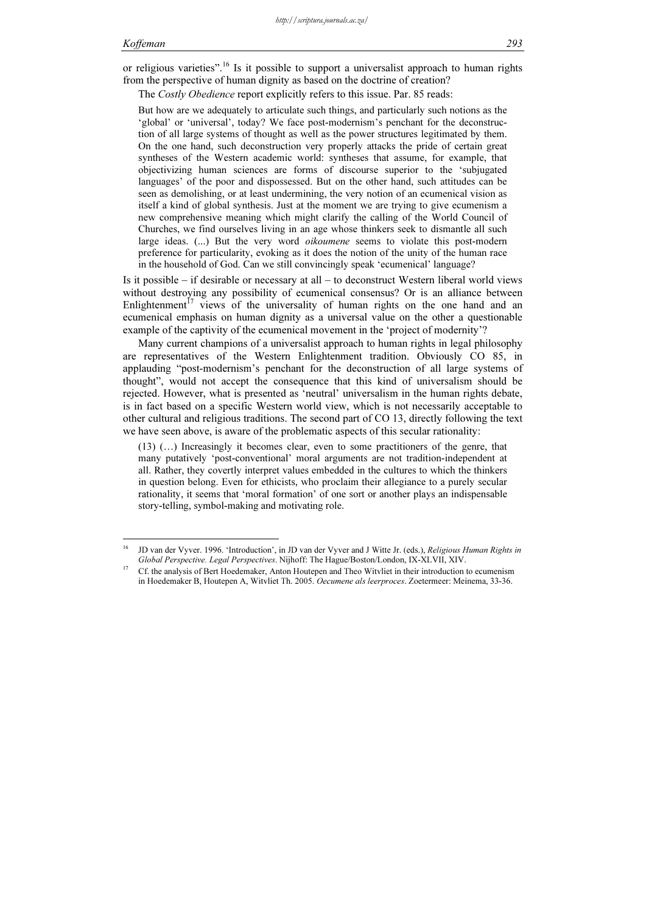or religious varieties".[16] Is it possible to support a universalist approach to human rights from the perspective of human dignity as based on the doctrine of creation?

The *Costly Obedience* report explicitly refers to this issue. Par. 85 reads:

> But how are we adequately to articulate such things, and particularly such notions as the 'global' or 'universal', today? We face post-modernism's penchant for the deconstruction of all large systems of thought as well as the power structures legitimated by them. On the one hand, such deconstruction very properly attacks the pride of certain great syntheses of the Western academic world: syntheses that assume, for example, that objectivizing human sciences are forms of discourse superior to the 'subjugated languages' of the poor and dispossessed. But on the other hand, such attitudes can be seen as demolishing, or at least undermining, the very notion of an ecumenical vision as itself a kind of global synthesis. Just at the moment we are trying to give ecumenism a new comprehensive meaning which might clarify the calling of the World Council of Churches, we find ourselves living in an age whose thinkers seek to dismantle all such large ideas. (...) But the very word *oikoumene* seems to violate this post-modern preference for particularity, evoking as it does the notion of the unity of the human race in the household of God. Can we still convincingly speak 'ecumenical' language?

Is it possible – if desirable or necessary at all – to deconstruct Western liberal world views without destroying any possibility of ecumenical consensus? Or is an alliance between Enlightenment[17] views of the universality of human rights on the one hand and an ecumenical emphasis on human dignity as a universal value on the other a questionable example of the captivity of the ecumenical movement in the 'project of modernity'?

Many current champions of a universalist approach to human rights in legal philosophy are representatives of the Western Enlightenment tradition. Obviously CO 85, in applauding "post-modernism's penchant for the deconstruction of all large systems of thought", would not accept the consequence that this kind of universalism should be rejected. However, what is presented as 'neutral' universalism in the human rights debate, is in fact based on a specific Western world view, which is not necessarily acceptable to other cultural and religious traditions. The second part of CO 13, directly following the text we have seen above, is aware of the problematic aspects of this secular rationality:

> (13) (…) Increasingly it becomes clear, even to some practitioners of the genre, that many putatively 'post-conventional' moral arguments are not tradition-independent at all. Rather, they covertly interpret values embedded in the cultures to which the thinkers in question belong. Even for ethicists, who proclaim their allegiance to a purely secular rationality, it seems that 'moral formation' of one sort or another plays an indispensable story-telling, symbol-making and motivating role.

---

[16] JD van der Vyver. 1996. 'Introduction', in JD van der Vyver and J Witte Jr. (eds.), *Religious Human Rights in Global Perspective. Legal Perspectives*. Nijhoff: The Hague/Boston/London, IX-XLVII, XIV.

[17] Cf. the analysis of Bert Hoedemaker, Anton Houtepen and Theo Witvliet in their introduction to ecumenism in Hoedemaker B, Houtepen A, Witvliet Th. 2005. *Oecumene als leerproces*. Zoetermeer: Meinema, 33-36.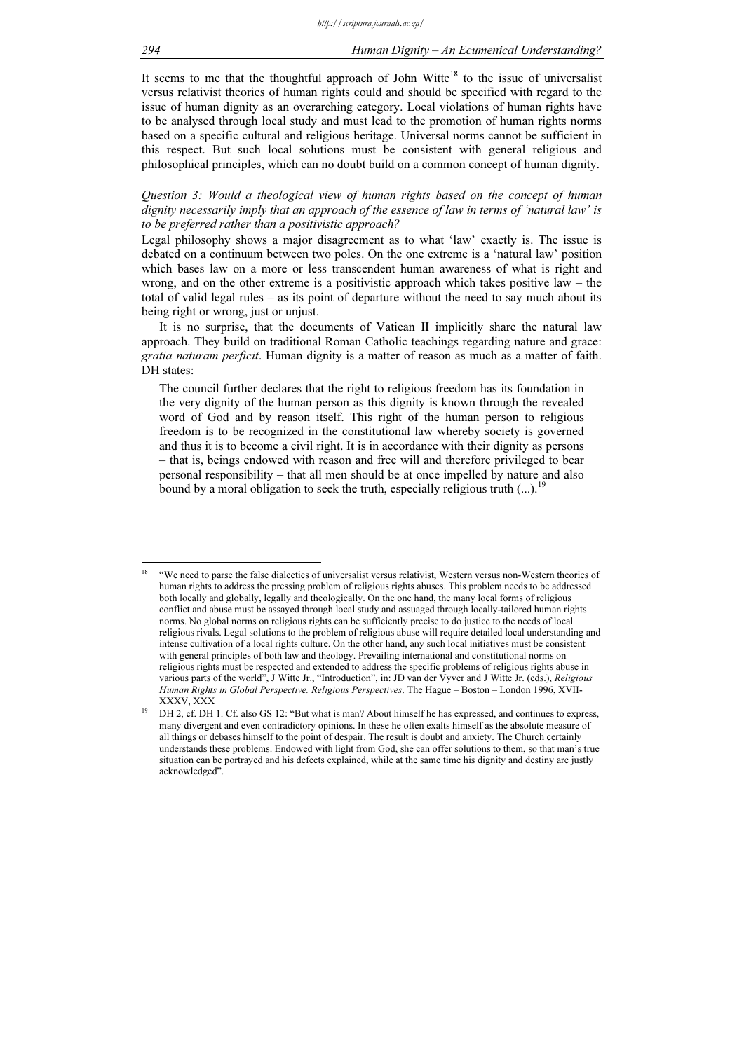It seems to me that the thoughtful approach of John Witte[18] to the issue of universalist versus relativist theories of human rights could and should be specified with regard to the issue of human dignity as an overarching category. Local violations of human rights have to be analysed through local study and must lead to the promotion of human rights norms based on a specific cultural and religious heritage. Universal norms cannot be sufficient in this respect. But such local solutions must be consistent with general religious and philosophical principles, which can no doubt build on a common concept of human dignity.

*Question 3: Would a theological view of human rights based on the concept of human dignity necessarily imply that an approach of the essence of law in terms of 'natural law' is to be preferred rather than a positivistic approach?*

Legal philosophy shows a major disagreement as to what 'law' exactly is. The issue is debated on a continuum between two poles. On the one extreme is a 'natural law' position which bases law on a more or less transcendent human awareness of what is right and wrong, and on the other extreme is a positivistic approach which takes positive law – the total of valid legal rules – as its point of departure without the need to say much about its being right or wrong, just or unjust.

It is no surprise, that the documents of Vatican II implicitly share the natural law approach. They build on traditional Roman Catholic teachings regarding nature and grace: *gratia naturam perficit*. Human dignity is a matter of reason as much as a matter of faith. DH states:

> The council further declares that the right to religious freedom has its foundation in the very dignity of the human person as this dignity is known through the revealed word of God and by reason itself. This right of the human person to religious freedom is to be recognized in the constitutional law whereby society is governed and thus it is to become a civil right. It is in accordance with their dignity as persons – that is, beings endowed with reason and free will and therefore privileged to bear personal responsibility – that all men should be at once impelled by nature and also bound by a moral obligation to seek the truth, especially religious truth (...).[19]

---

[18] "We need to parse the false dialectics of universalist versus relativist, Western versus non-Western theories of human rights to address the pressing problem of religious rights abuses. This problem needs to be addressed both locally and globally, legally and theologically. On the one hand, the many local forms of religious conflict and abuse must be assayed through local study and assuaged through locally-tailored human rights norms. No global norms on religious rights can be sufficiently precise to do justice to the needs of local religious rivals. Legal solutions to the problem of religious abuse will require detailed local understanding and intense cultivation of a local rights culture. On the other hand, any such local initiatives must be consistent with general principles of both law and theology. Prevailing international and constitutional norms on religious rights must be respected and extended to address the specific problems of religious rights abuse in various parts of the world", J Witte Jr., "Introduction", in: JD van der Vyver and J Witte Jr. (eds.), *Religious Human Rights in Global Perspective. Religious Perspectives*. The Hague – Boston – London 1996, XVII-XXXV, XXX

[19] DH 2, cf. DH 1. Cf. also GS 12: "But what is man? About himself he has expressed, and continues to express, many divergent and even contradictory opinions. In these he often exalts himself as the absolute measure of all things or debases himself to the point of despair. The result is doubt and anxiety. The Church certainly understands these problems. Endowed with light from God, she can offer solutions to them, so that man's true situation can be portrayed and his defects explained, while at the same time his dignity and destiny are justly acknowledged".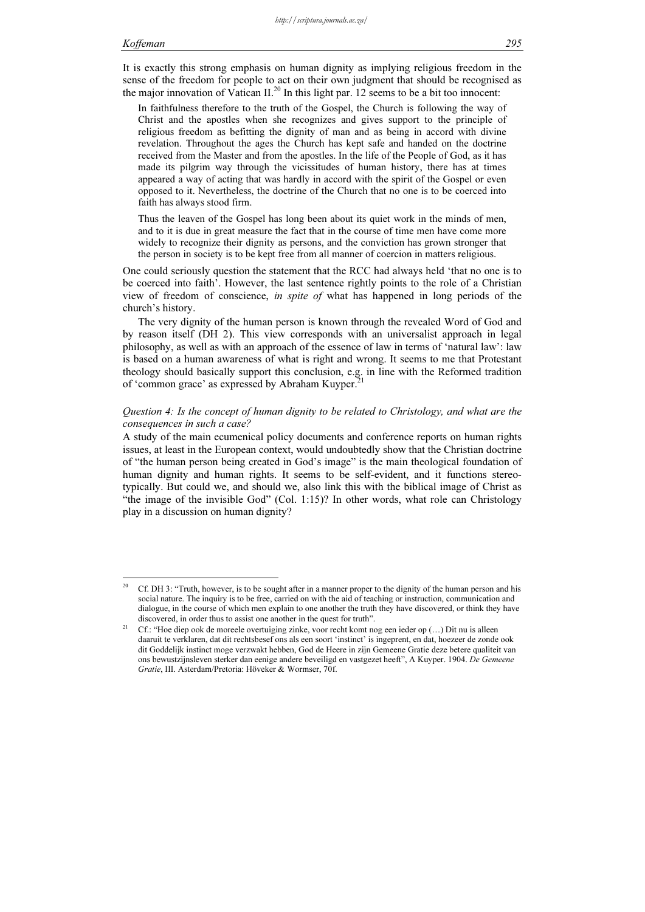It is exactly this strong emphasis on human dignity as implying religious freedom in the sense of the freedom for people to act on their own judgment that should be recognised as the major innovation of Vatican II.[20] In this light par. 12 seems to be a bit too innocent:

> In faithfulness therefore to the truth of the Gospel, the Church is following the way of Christ and the apostles when she recognizes and gives support to the principle of religious freedom as befitting the dignity of man and as being in accord with divine revelation. Throughout the ages the Church has kept safe and handed on the doctrine received from the Master and from the apostles. In the life of the People of God, as it has made its pilgrim way through the vicissitudes of human history, there has at times appeared a way of acting that was hardly in accord with the spirit of the Gospel or even opposed to it. Nevertheless, the doctrine of the Church that no one is to be coerced into faith has always stood firm.
>
> Thus the leaven of the Gospel has long been about its quiet work in the minds of men, and to it is due in great measure the fact that in the course of time men have come more widely to recognize their dignity as persons, and the conviction has grown stronger that the person in society is to be kept free from all manner of coercion in matters religious.

One could seriously question the statement that the RCC had always held 'that no one is to be coerced into faith'. However, the last sentence rightly points to the role of a Christian view of freedom of conscience, *in spite of* what has happened in long periods of the church's history.

The very dignity of the human person is known through the revealed Word of God and by reason itself (DH 2). This view corresponds with an universalist approach in legal philosophy, as well as with an approach of the essence of law in terms of 'natural law': law is based on a human awareness of what is right and wrong. It seems to me that Protestant theology should basically support this conclusion, e.g. in line with the Reformed tradition of 'common grace' as expressed by Abraham Kuyper.[21]

*Question 4: Is the concept of human dignity to be related to Christology, and what are the consequences in such a case?*

A study of the main ecumenical policy documents and conference reports on human rights issues, at least in the European context, would undoubtedly show that the Christian doctrine of "the human person being created in God's image" is the main theological foundation of human dignity and human rights. It seems to be self-evident, and it functions stereotypically. But could we, and should we, also link this with the biblical image of Christ as "the image of the invisible God" (Col. 1:15)? In other words, what role can Christology play in a discussion on human dignity?

---

[20] Cf. DH 3: "Truth, however, is to be sought after in a manner proper to the dignity of the human person and his social nature. The inquiry is to be free, carried on with the aid of teaching or instruction, communication and dialogue, in the course of which men explain to one another the truth they have discovered, or think they have discovered, in order thus to assist one another in the quest for truth".

[21] Cf.: "Hoe diep ook de moreele overtuiging zinke, voor recht komt nog een ieder op (…) Dit nu is alleen daaruit te verklaren, dat dit rechtsbesef ons als een soort 'instinct' is ingeprent, en dat, hoezeer de zonde ook dit Goddelijk instinct moge verzwakt hebben, God de Heere in zijn Gemeene Gratie deze betere qualiteit van ons bewustzijnsleven sterker dan eenige andere beveiligd en vastgezet heeft", A Kuyper. 1904. *De Gemeene Gratie*, III. Asterdam/Pretoria: Höveker & Wormser, 70f.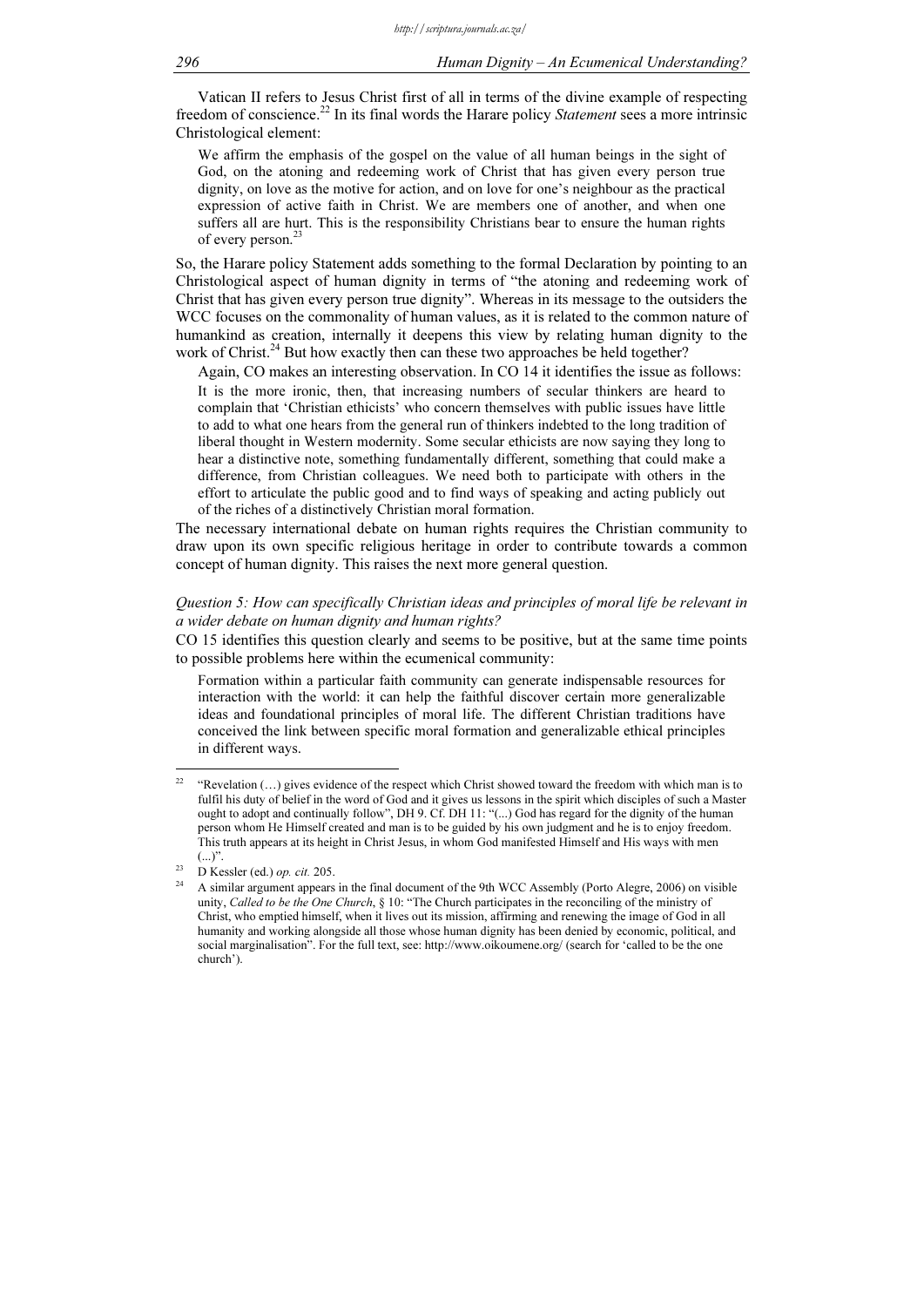Vatican II refers to Jesus Christ first of all in terms of the divine example of respecting freedom of conscience.[22] In its final words the Harare policy *Statement* sees a more intrinsic Christological element:

> We affirm the emphasis of the gospel on the value of all human beings in the sight of God, on the atoning and redeeming work of Christ that has given every person true dignity, on love as the motive for action, and on love for one's neighbour as the practical expression of active faith in Christ. We are members one of another, and when one suffers all are hurt. This is the responsibility Christians bear to ensure the human rights of every person.[23]

So, the Harare policy Statement adds something to the formal Declaration by pointing to an Christological aspect of human dignity in terms of "the atoning and redeeming work of Christ that has given every person true dignity". Whereas in its message to the outsiders the WCC focuses on the commonality of human values, as it is related to the common nature of humankind as creation, internally it deepens this view by relating human dignity to the work of Christ.[24] But how exactly then can these two approaches be held together?

Again, CO makes an interesting observation. In CO 14 it identifies the issue as follows:

> It is the more ironic, then, that increasing numbers of secular thinkers are heard to complain that 'Christian ethicists' who concern themselves with public issues have little to add to what one hears from the general run of thinkers indebted to the long tradition of liberal thought in Western modernity. Some secular ethicists are now saying they long to hear a distinctive note, something fundamentally different, something that could make a difference, from Christian colleagues. We need both to participate with others in the effort to articulate the public good and to find ways of speaking and acting publicly out of the riches of a distinctively Christian moral formation.

The necessary international debate on human rights requires the Christian community to draw upon its own specific religious heritage in order to contribute towards a common concept of human dignity. This raises the next more general question.

*Question 5: How can specifically Christian ideas and principles of moral life be relevant in a wider debate on human dignity and human rights?*

CO 15 identifies this question clearly and seems to be positive, but at the same time points to possible problems here within the ecumenical community:

> Formation within a particular faith community can generate indispensable resources for interaction with the world: it can help the faithful discover certain more generalizable ideas and foundational principles of moral life. The different Christian traditions have conceived the link between specific moral formation and generalizable ethical principles in different ways.

---

[22] "Revelation (…) gives evidence of the respect which Christ showed toward the freedom with which man is to fulfil his duty of belief in the word of God and it gives us lessons in the spirit which disciples of such a Master ought to adopt and continually follow", DH 9. Cf. DH 11: "(...) God has regard for the dignity of the human person whom He Himself created and man is to be guided by his own judgment and he is to enjoy freedom. This truth appears at its height in Christ Jesus, in whom God manifested Himself and His ways with men (...)".

[23] D Kessler (ed.) *op. cit.* 205.

[24] A similar argument appears in the final document of the 9th WCC Assembly (Porto Alegre, 2006) on visible unity, *Called to be the One Church*, § 10: "The Church participates in the reconciling of the ministry of Christ, who emptied himself, when it lives out its mission, affirming and renewing the image of God in all humanity and working alongside all those whose human dignity has been denied by economic, political, and social marginalisation". For the full text, see: http://www.oikoumene.org/ (search for 'called to be the one church').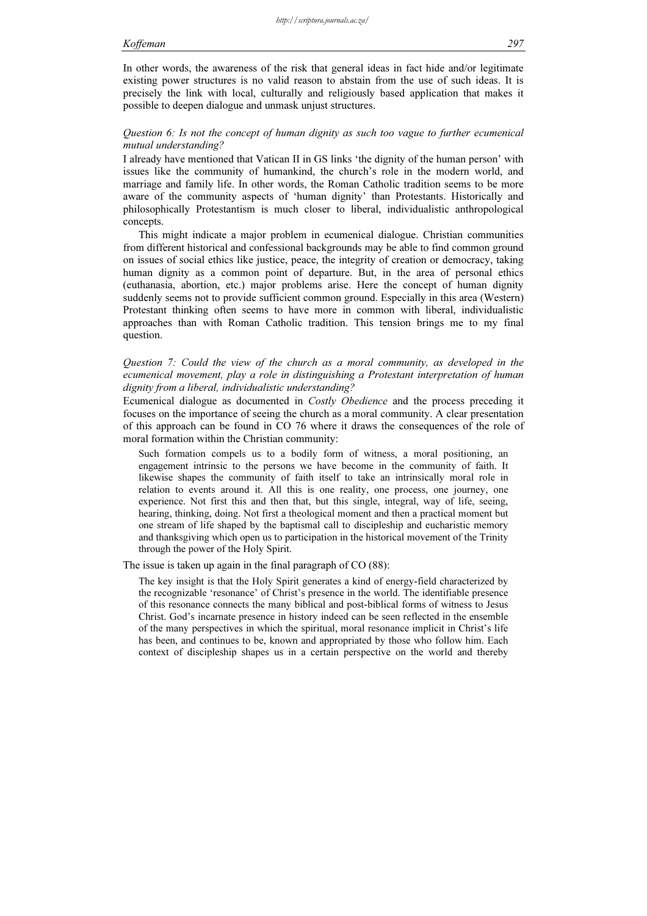In other words, the awareness of the risk that general ideas in fact hide and/or legitimate existing power structures is no valid reason to abstain from the use of such ideas. It is precisely the link with local, culturally and religiously based application that makes it possible to deepen dialogue and unmask unjust structures.

*Question 6: Is not the concept of human dignity as such too vague to further ecumenical mutual understanding?*

I already have mentioned that Vatican II in GS links 'the dignity of the human person' with issues like the community of humankind, the church's role in the modern world, and marriage and family life. In other words, the Roman Catholic tradition seems to be more aware of the community aspects of 'human dignity' than Protestants. Historically and philosophically Protestantism is much closer to liberal, individualistic anthropological concepts.

This might indicate a major problem in ecumenical dialogue. Christian communities from different historical and confessional backgrounds may be able to find common ground on issues of social ethics like justice, peace, the integrity of creation or democracy, taking human dignity as a common point of departure. But, in the area of personal ethics (euthanasia, abortion, etc.) major problems arise. Here the concept of human dignity suddenly seems not to provide sufficient common ground. Especially in this area (Western) Protestant thinking often seems to have more in common with liberal, individualistic approaches than with Roman Catholic tradition. This tension brings me to my final question.

*Question 7: Could the view of the church as a moral community, as developed in the ecumenical movement, play a role in distinguishing a Protestant interpretation of human dignity from a liberal, individualistic understanding?*

Ecumenical dialogue as documented in *Costly Obedience* and the process preceding it focuses on the importance of seeing the church as a moral community. A clear presentation of this approach can be found in CO 76 where it draws the consequences of the role of moral formation within the Christian community:

> Such formation compels us to a bodily form of witness, a moral positioning, an engagement intrinsic to the persons we have become in the community of faith. It likewise shapes the community of faith itself to take an intrinsically moral role in relation to events around it. All this is one reality, one process, one journey, one experience. Not first this and then that, but this single, integral, way of life, seeing, hearing, thinking, doing. Not first a theological moment and then a practical moment but one stream of life shaped by the baptismal call to discipleship and eucharistic memory and thanksgiving which open us to participation in the historical movement of the Trinity through the power of the Holy Spirit.

The issue is taken up again in the final paragraph of CO (88):

> The key insight is that the Holy Spirit generates a kind of energy-field characterized by the recognizable 'resonance' of Christ's presence in the world. The identifiable presence of this resonance connects the many biblical and post-biblical forms of witness to Jesus Christ. God's incarnate presence in history indeed can be seen reflected in the ensemble of the many perspectives in which the spiritual, moral resonance implicit in Christ's life has been, and continues to be, known and appropriated by those who follow him. Each context of discipleship shapes us in a certain perspective on the world and thereby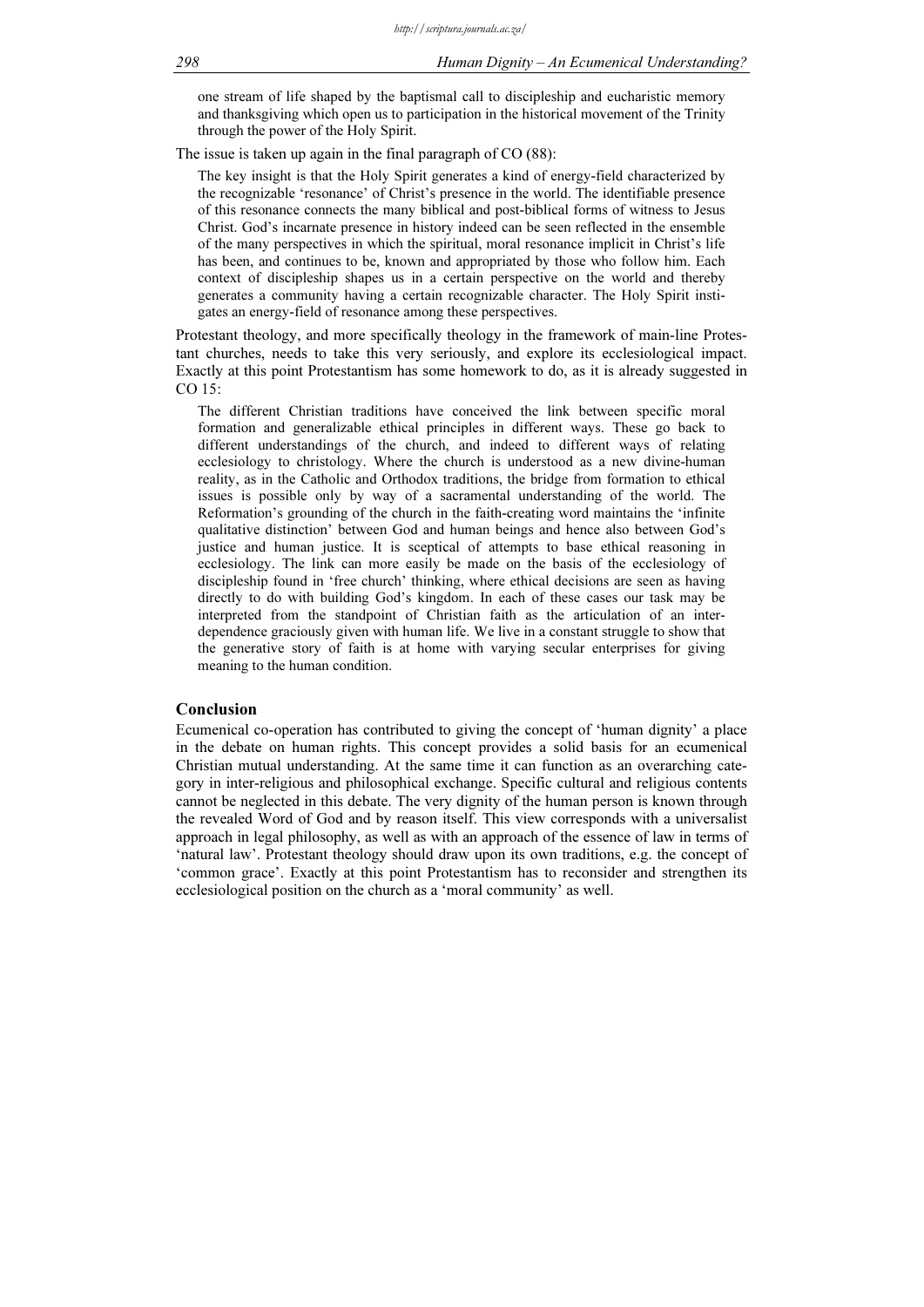> one stream of life shaped by the baptismal call to discipleship and eucharistic memory and thanksgiving which open us to participation in the historical movement of the Trinity through the power of the Holy Spirit.

The issue is taken up again in the final paragraph of CO (88):

> The key insight is that the Holy Spirit generates a kind of energy-field characterized by the recognizable 'resonance' of Christ's presence in the world. The identifiable presence of this resonance connects the many biblical and post-biblical forms of witness to Jesus Christ. God's incarnate presence in history indeed can be seen reflected in the ensemble of the many perspectives in which the spiritual, moral resonance implicit in Christ's life has been, and continues to be, known and appropriated by those who follow him. Each context of discipleship shapes us in a certain perspective on the world and thereby generates a community having a certain recognizable character. The Holy Spirit instigates an energy-field of resonance among these perspectives.

Protestant theology, and more specifically theology in the framework of main-line Protestant churches, needs to take this very seriously, and explore its ecclesiological impact. Exactly at this point Protestantism has some homework to do, as it is already suggested in CO 15:

> The different Christian traditions have conceived the link between specific moral formation and generalizable ethical principles in different ways. These go back to different understandings of the church, and indeed to different ways of relating ecclesiology to christology. Where the church is understood as a new divine-human reality, as in the Catholic and Orthodox traditions, the bridge from formation to ethical issues is possible only by way of a sacramental understanding of the world. The Reformation's grounding of the church in the faith-creating word maintains the 'infinite qualitative distinction' between God and human beings and hence also between God's justice and human justice. It is sceptical of attempts to base ethical reasoning in ecclesiology. The link can more easily be made on the basis of the ecclesiology of discipleship found in 'free church' thinking, where ethical decisions are seen as having directly to do with building God's kingdom. In each of these cases our task may be interpreted from the standpoint of Christian faith as the articulation of an interdependence graciously given with human life. We live in a constant struggle to show that the generative story of faith is at home with varying secular enterprises for giving meaning to the human condition.

## Conclusion

Ecumenical co-operation has contributed to giving the concept of 'human dignity' a place in the debate on human rights. This concept provides a solid basis for an ecumenical Christian mutual understanding. At the same time it can function as an overarching category in inter-religious and philosophical exchange. Specific cultural and religious contents cannot be neglected in this debate. The very dignity of the human person is known through the revealed Word of God and by reason itself. This view corresponds with a universalist approach in legal philosophy, as well as with an approach of the essence of law in terms of 'natural law'. Protestant theology should draw upon its own traditions, e.g. the concept of 'common grace'. Exactly at this point Protestantism has to reconsider and strengthen its ecclesiological position on the church as a 'moral community' as well.